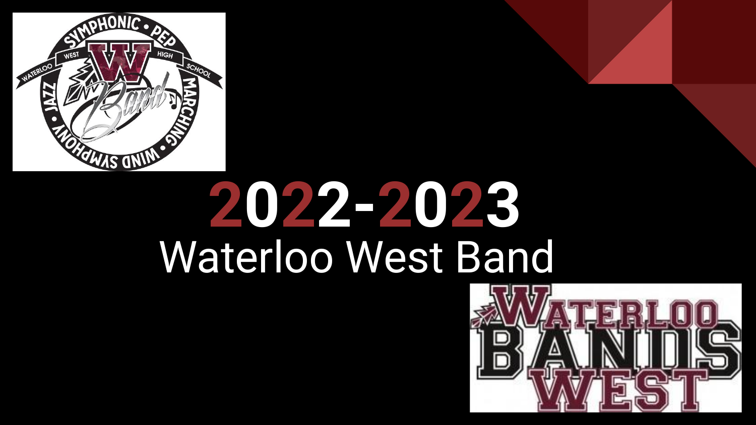# 2022-2023

## Waterloo West Band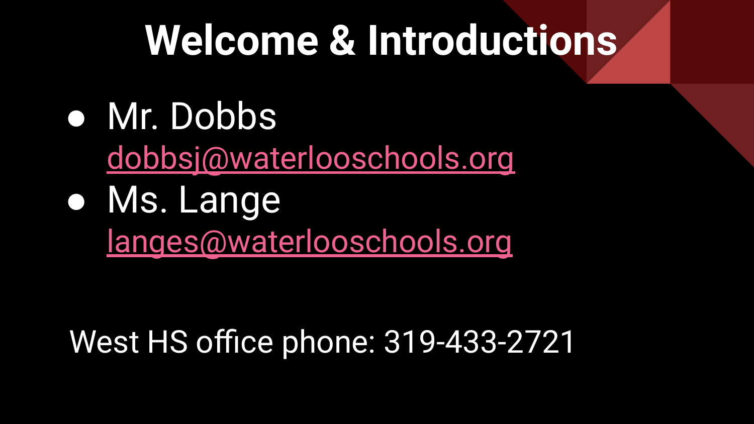# Welcome & Introductions

- Mr. Dobbs
  dobbsj@waterlooschools.org
- Ms. Lange
  langes@waterlooschools.org

West HS office phone: 319-433-2721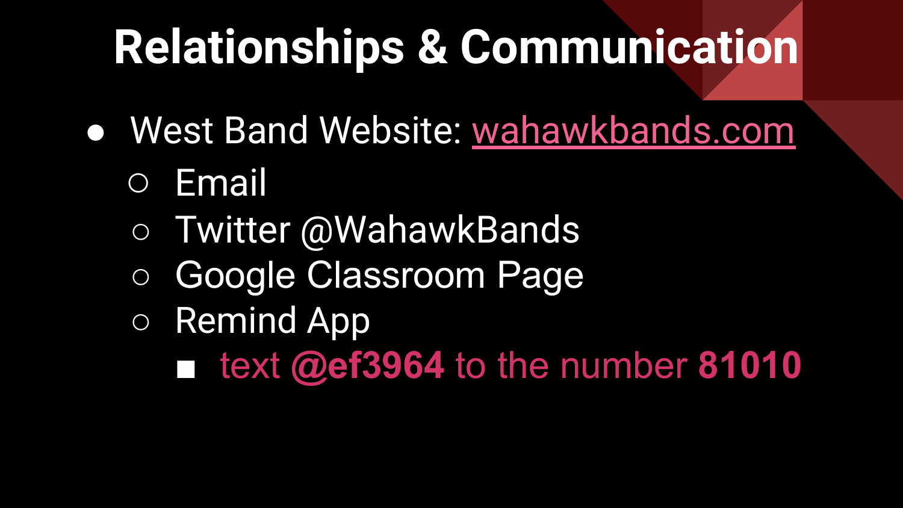# Relationships & Communication

- West Band Website: [wahawkbands.com](wahawkbands.com)
  - Email
  - Twitter @WahawkBands
  - Google Classroom Page
  - Remind App
    - text **@ef3964** to the number **81010**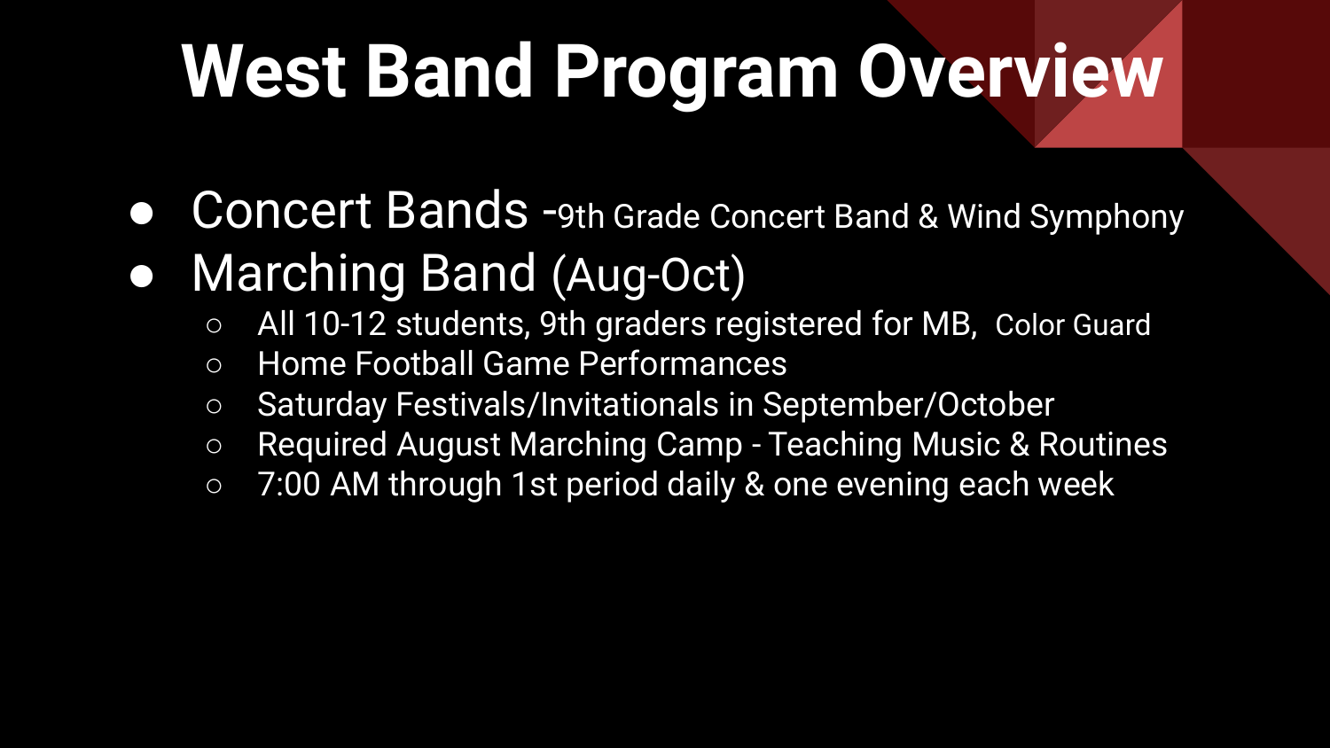# West Band Program Overview

- Concert Bands -9th Grade Concert Band & Wind Symphony
- Marching Band (Aug-Oct)
    - All 10-12 students, 9th graders registered for MB, Color Guard
    - Home Football Game Performances
    - Saturday Festivals/Invitationals in September/October
    - Required August Marching Camp - Teaching Music & Routines
    - 7:00 AM through 1st period daily & one evening each week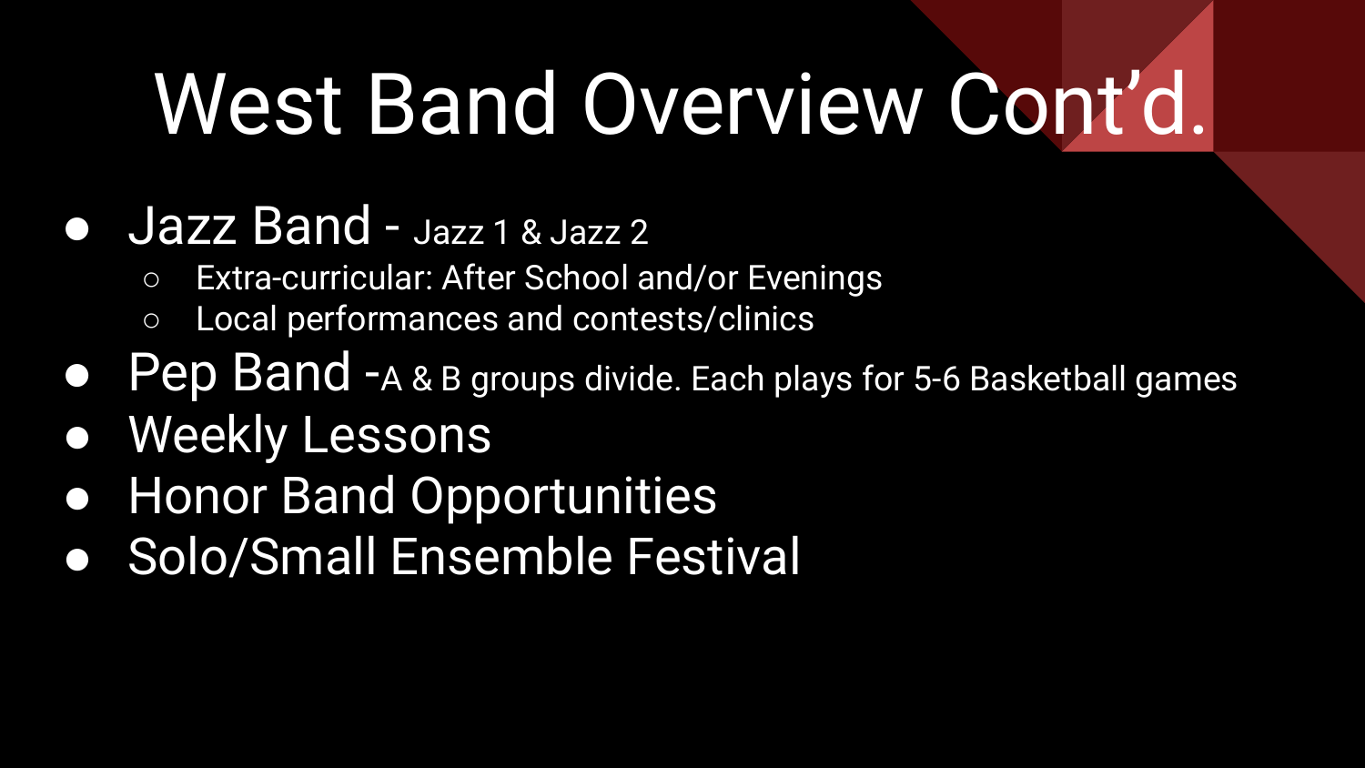# West Band Overview Cont’d.

- Jazz Band - Jazz 1 & Jazz 2
  - Extra-curricular: After School and/or Evenings
  - Local performances and contests/clinics
- Pep Band -A & B groups divide. Each plays for 5-6 Basketball games
- Weekly Lessons
- Honor Band Opportunities
- Solo/Small Ensemble Festival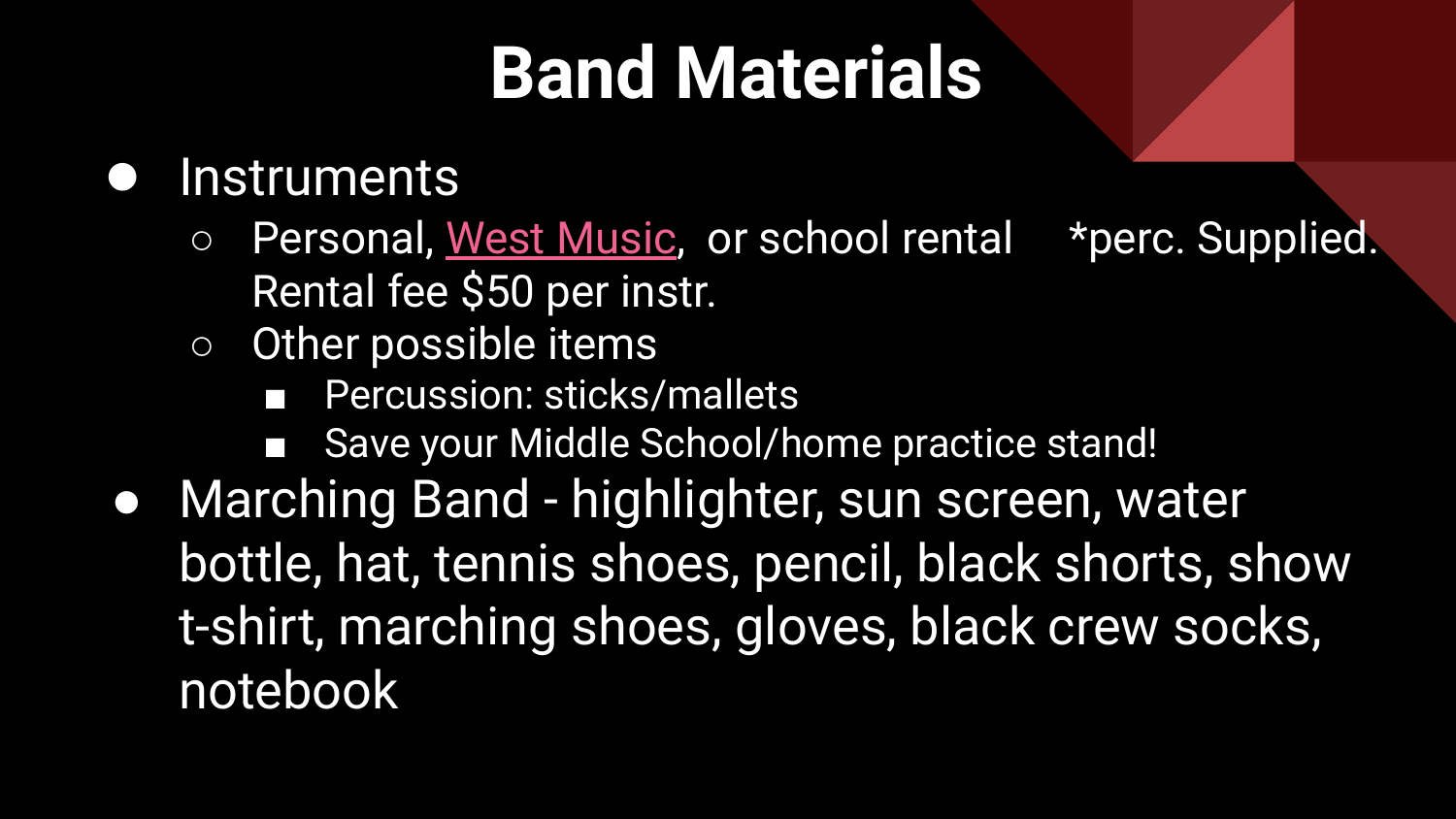# Band Materials

- Instruments
  - Personal, West Music, or school rental *perc. Supplied. Rental fee $50 per instr.
  - Other possible items
    - Percussion: sticks/mallets
    - Save your Middle School/home practice stand!
- Marching Band - highlighter, sun screen, water bottle, hat, tennis shoes, pencil, black shorts, show t-shirt, marching shoes, gloves, black crew socks, notebook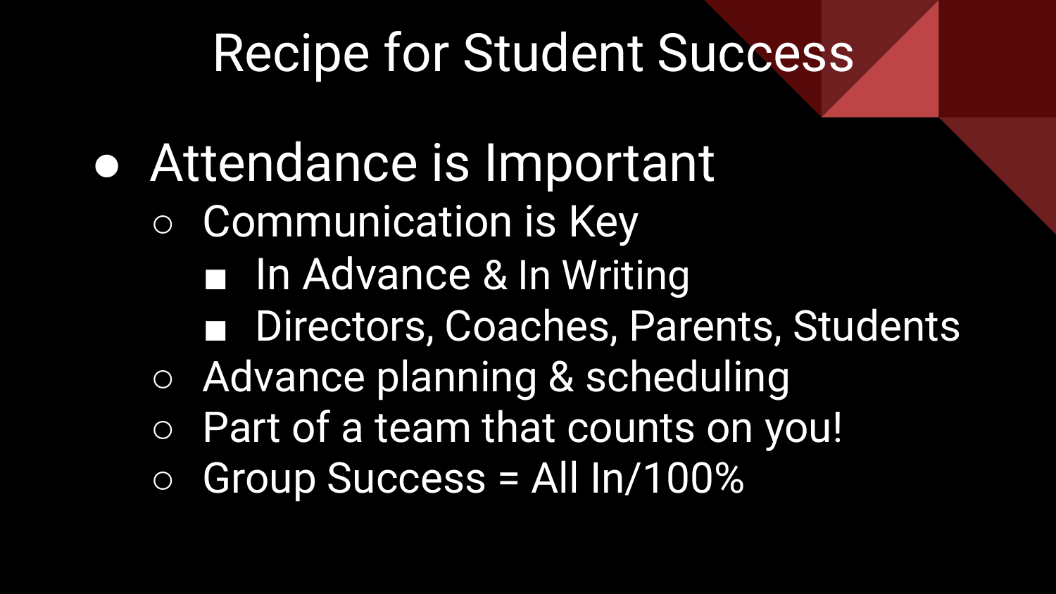# Recipe for Student Success

- Attendance is Important
  - Communication is Key
    - In Advance & In Writing
    - Directors, Coaches, Parents, Students
  - Advance planning & scheduling
  - Part of a team that counts on you!
  - Group Success = All In/100%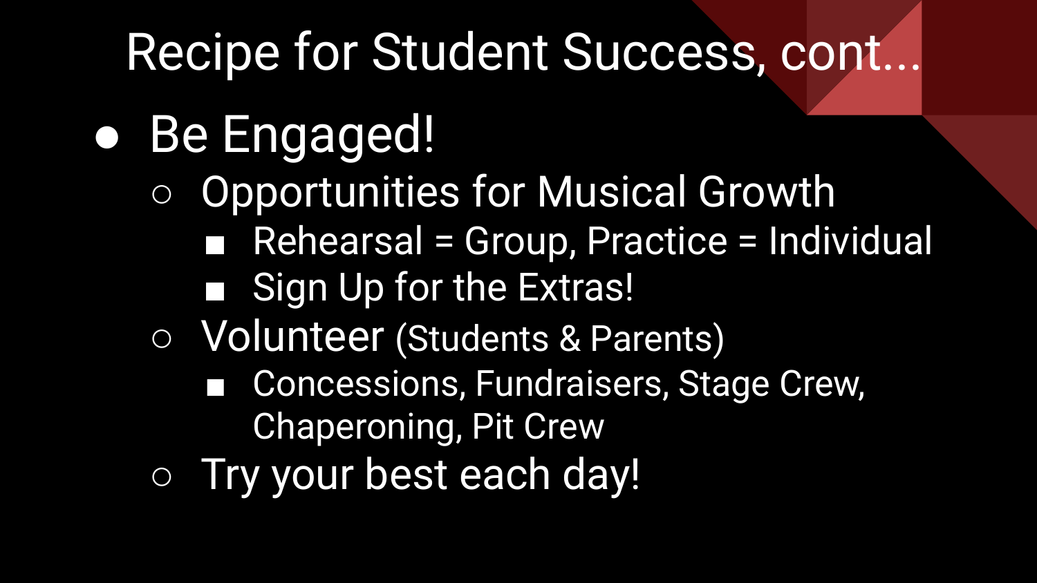# Recipe for Student Success, cont...

- Be Engaged!
  - Opportunities for Musical Growth
    - Rehearsal = Group, Practice = Individual
    - Sign Up for the Extras!
  - Volunteer (Students & Parents)
    - Concessions, Fundraisers, Stage Crew, Chaperoning, Pit Crew
  - Try your best each day!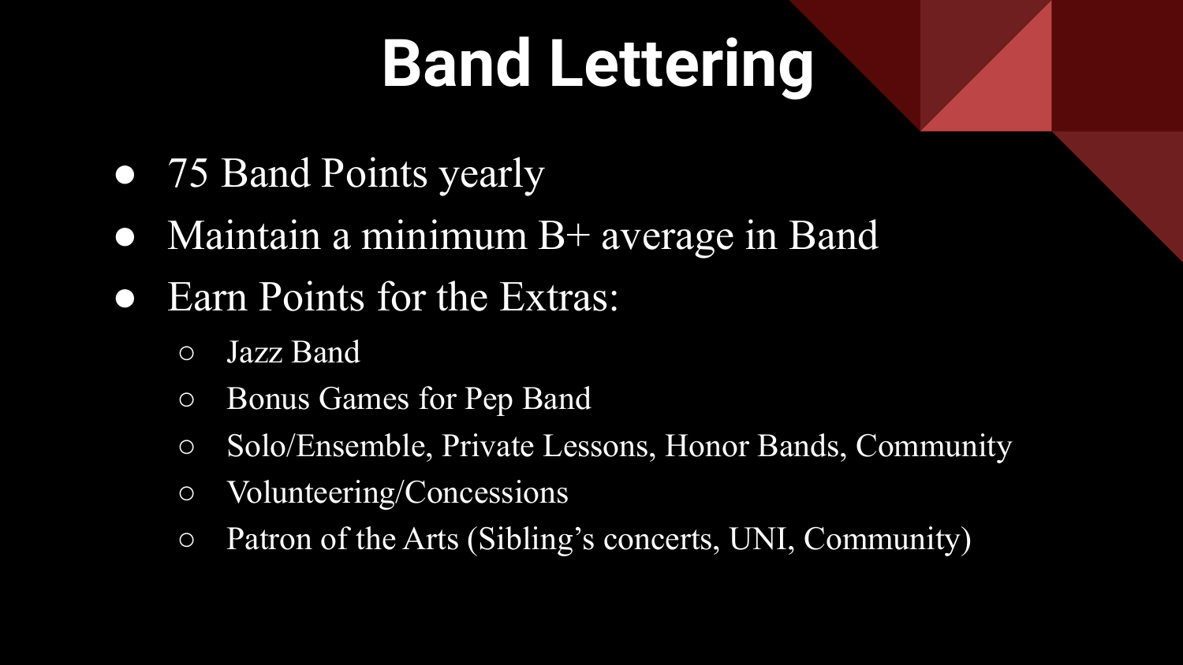# Band Lettering

- 75 Band Points yearly
- Maintain a minimum B+ average in Band
- Earn Points for the Extras:
  - Jazz Band
  - Bonus Games for Pep Band
  - Solo/Ensemble, Private Lessons, Honor Bands, Community
  - Volunteering/Concessions
  - Patron of the Arts (Sibling's concerts, UNI, Community)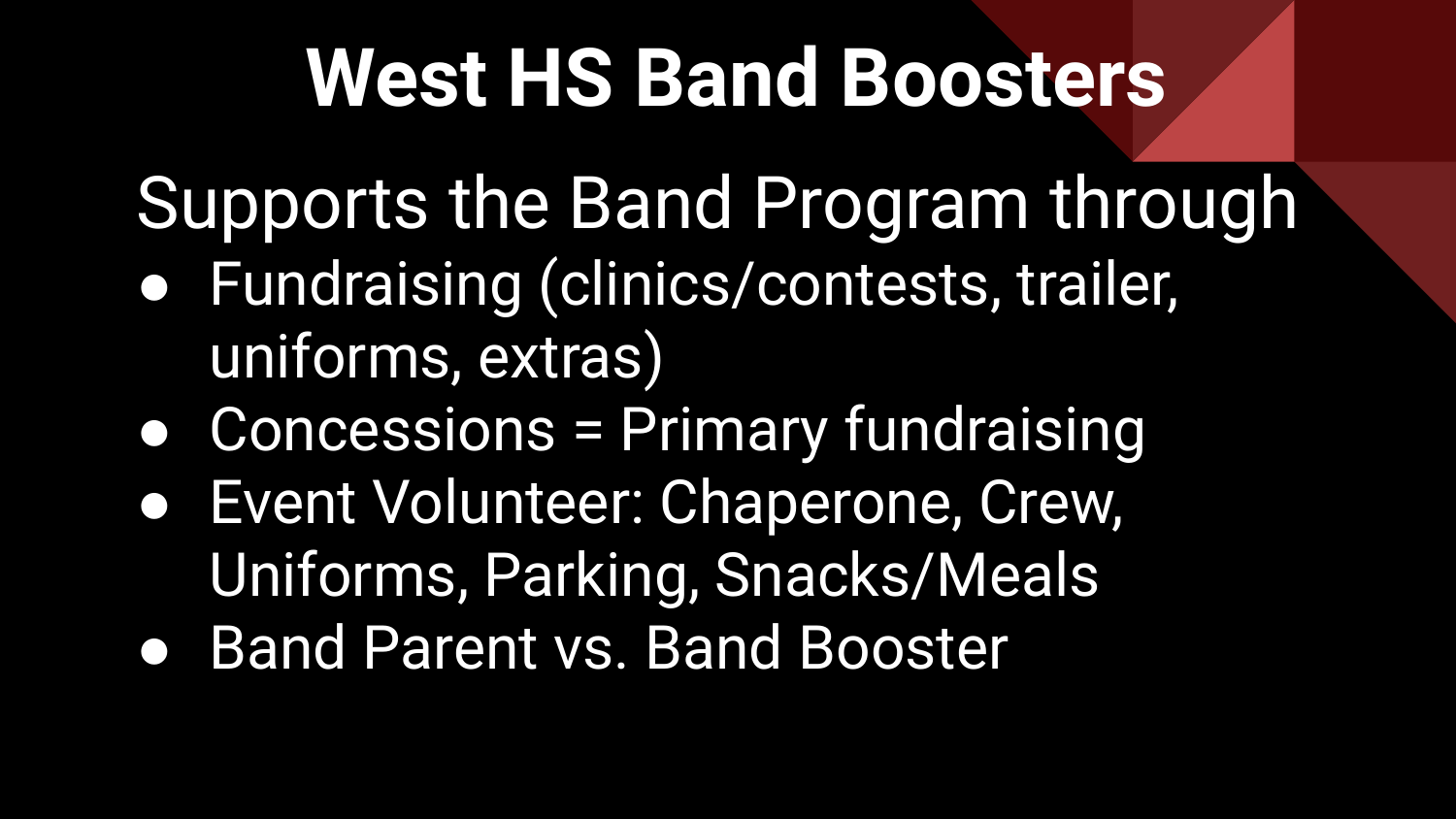# West HS Band Boosters

Supports the Band Program through

- Fundraising (clinics/contests, trailer, uniforms, extras)
- Concessions = Primary fundraising
- Event Volunteer: Chaperone, Crew, Uniforms, Parking, Snacks/Meals
- Band Parent vs. Band Booster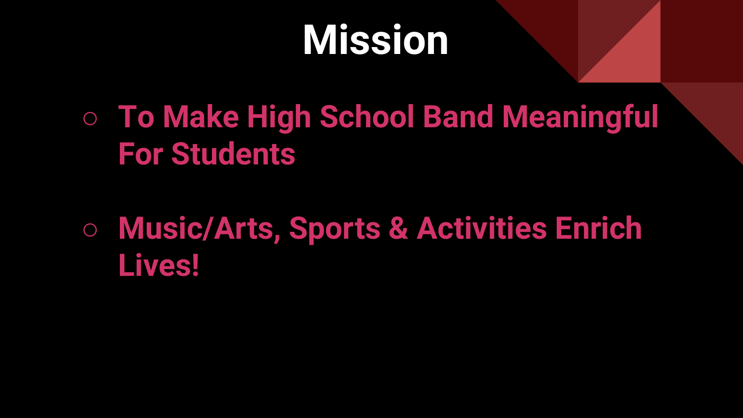# Mission

- **To Make High School Band Meaningful For Students**
- **Music/Arts, Sports & Activities Enrich Lives!**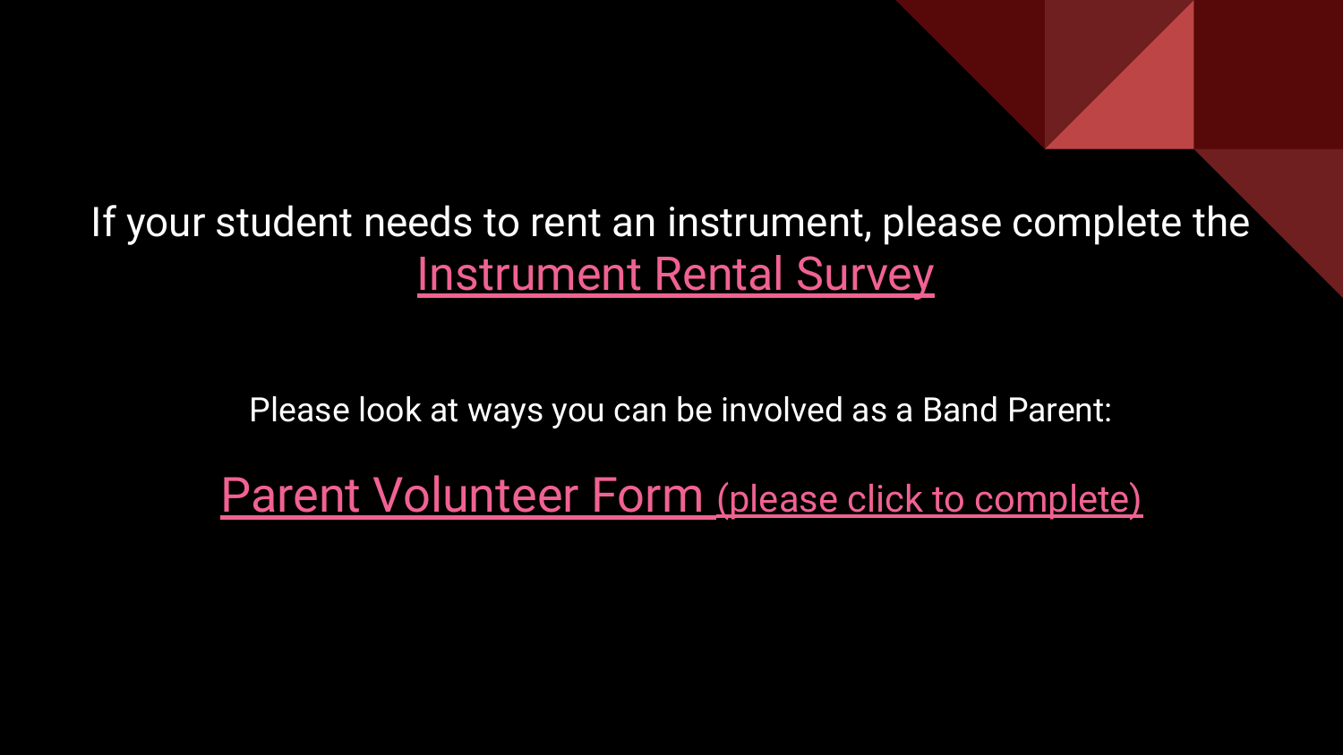If your student needs to rent an instrument, please complete the Instrument Rental Survey

Please look at ways you can be involved as a Band Parent:

Parent Volunteer Form (please click to complete)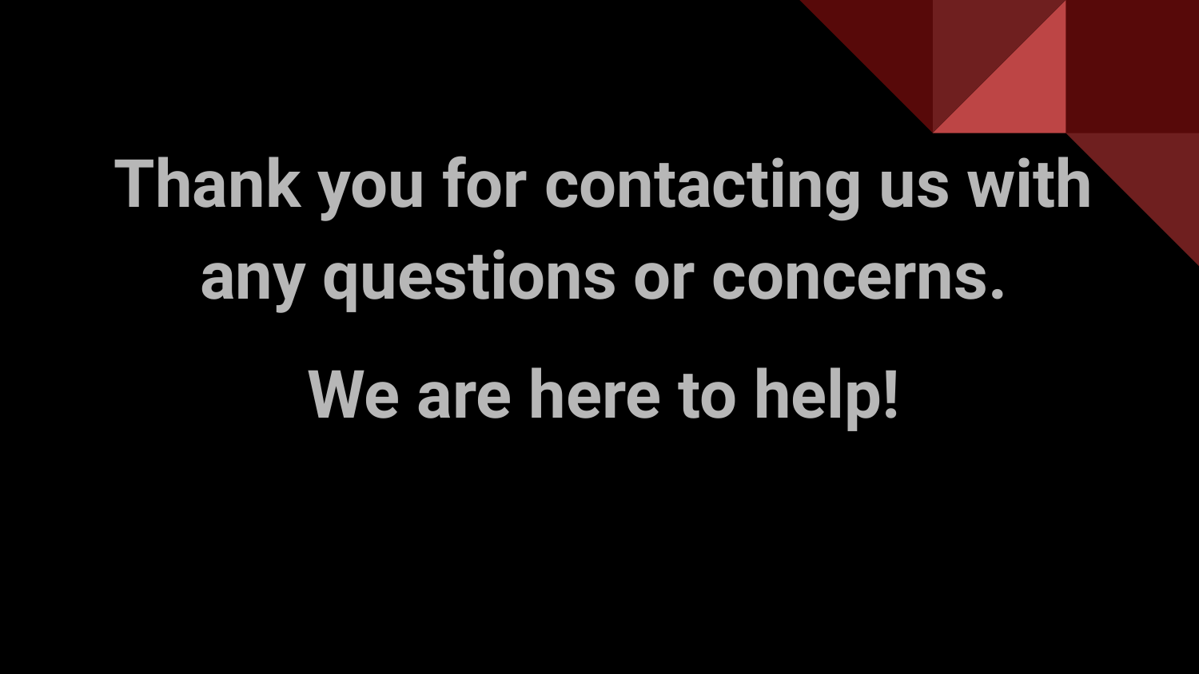Thank you for contacting us with any questions or concerns.

We are here to help!